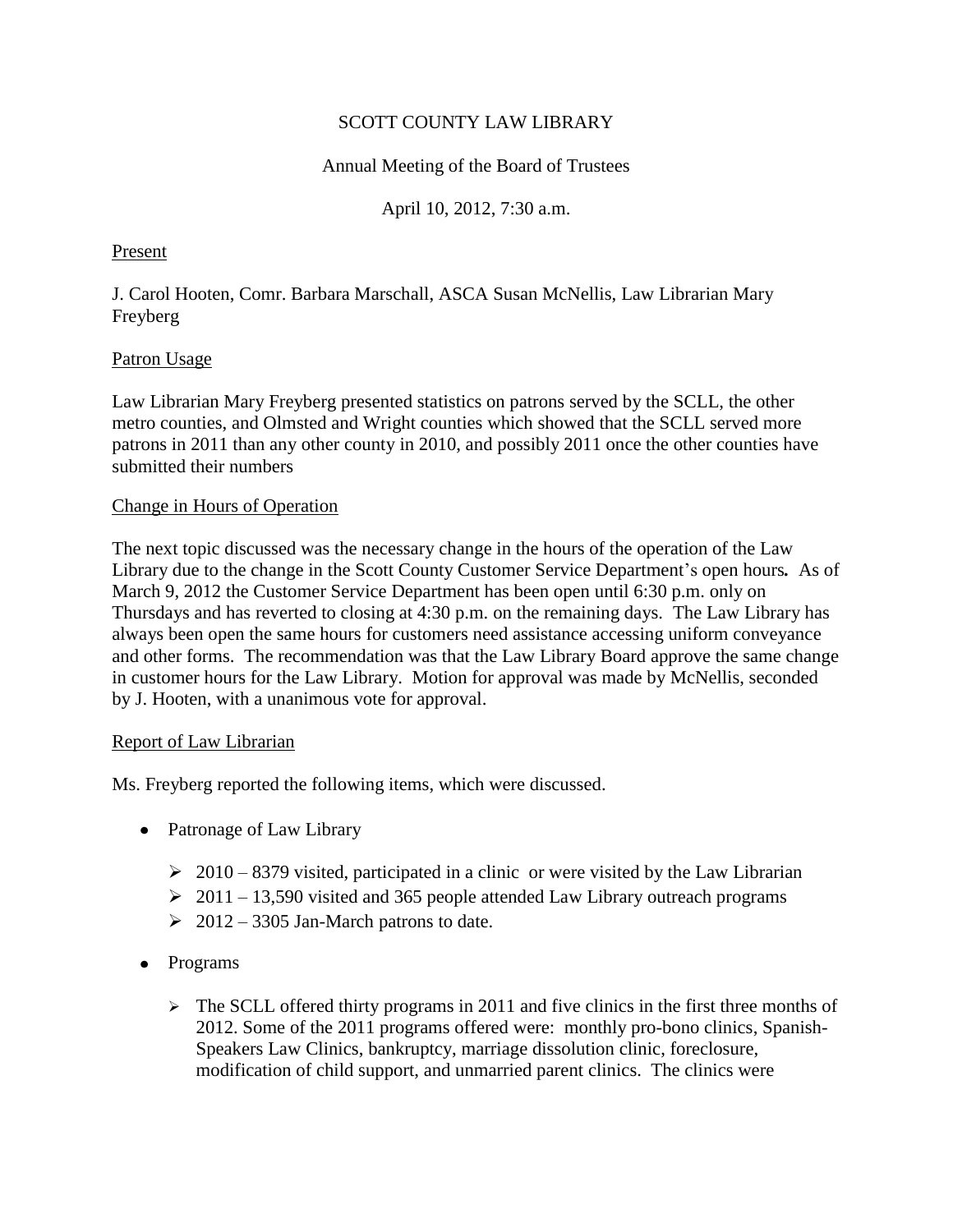SCOTT COUNTY LAW LIBRARY

Annual Meeting of the Board of Trustees

April 10, 2012, 7:30 a.m.

Present

J. Carol Hooten, Comr. Barbara Marschall, ASCA Susan McNellis, Law Librarian Mary Freyberg

Patron Usage

Law Librarian Mary Freyberg presented statistics on patrons served by the SCLL, the other metro counties, and Olmsted and Wright counties which showed that the SCLL served more patrons in 2011 than any other county in 2010, and possibly 2011 once the other counties have submitted their numbers

Change in Hours of Operation

The next topic discussed was the necessary change in the hours of the operation of the Law Library due to the change in the Scott County Customer Service Department's open hours**.** As of March 9, 2012 the Customer Service Department has been open until 6:30 p.m. only on Thursdays and has reverted to closing at 4:30 p.m. on the remaining days. The Law Library has always been open the same hours for customers need assistance accessing uniform conveyance and other forms. The recommendation was that the Law Library Board approve the same change in customer hours for the Law Library. Motion for approval was made by McNellis, seconded by J. Hooten, with a unanimous vote for approval.

Report of Law Librarian

Ms. Freyberg reported the following items, which were discussed.

- Patronage of Law Library
  - 2010 – 8379 visited, participated in a clinic or were visited by the Law Librarian
  - 2011 – 13,590 visited and 365 people attended Law Library outreach programs
  - 2012 – 3305 Jan-March patrons to date.
- Programs
  - The SCLL offered thirty programs in 2011 and five clinics in the first three months of 2012. Some of the 2011 programs offered were: monthly pro-bono clinics, Spanish-Speakers Law Clinics, bankruptcy, marriage dissolution clinic, foreclosure, modification of child support, and unmarried parent clinics. The clinics were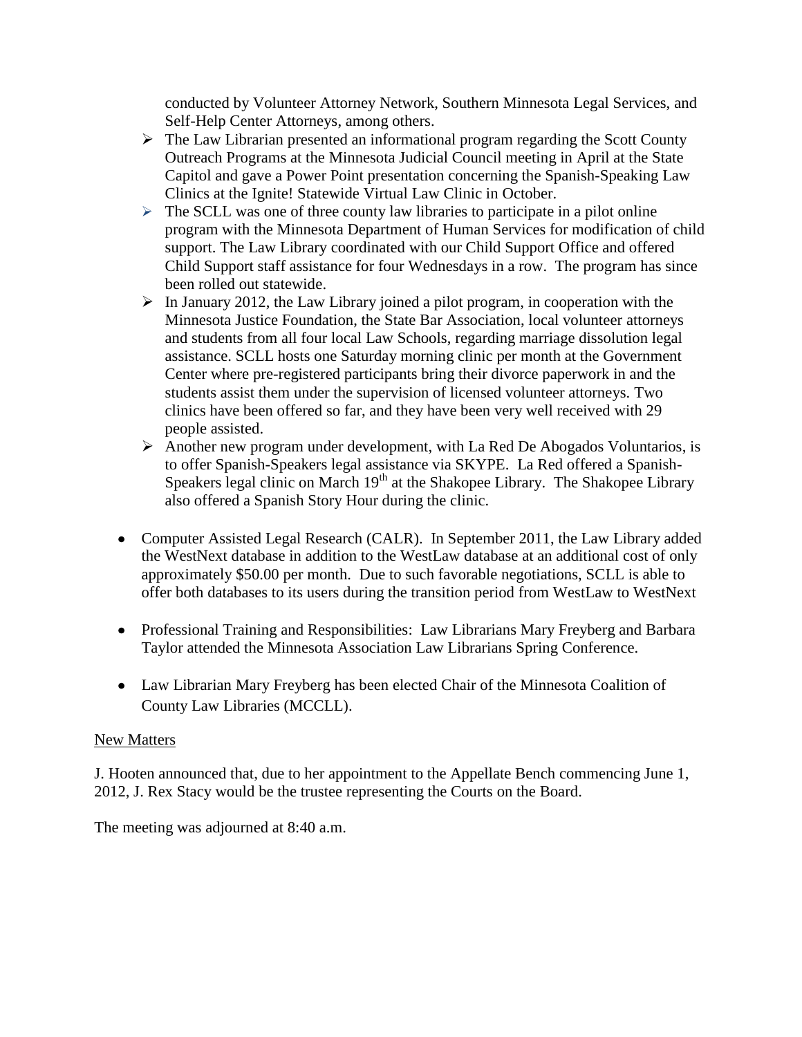conducted by Volunteer Attorney Network, Southern Minnesota Legal Services, and Self-Help Center Attorneys, among others.

  - The Law Librarian presented an informational program regarding the Scott County Outreach Programs at the Minnesota Judicial Council meeting in April at the State Capitol and gave a Power Point presentation concerning the Spanish-Speaking Law Clinics at the Ignite! Statewide Virtual Law Clinic in October.
  - The SCLL was one of three county law libraries to participate in a pilot online program with the Minnesota Department of Human Services for modification of child support. The Law Library coordinated with our Child Support Office and offered Child Support staff assistance for four Wednesdays in a row. The program has since been rolled out statewide.
  - In January 2012, the Law Library joined a pilot program, in cooperation with the Minnesota Justice Foundation, the State Bar Association, local volunteer attorneys and students from all four local Law Schools, regarding marriage dissolution legal assistance. SCLL hosts one Saturday morning clinic per month at the Government Center where pre-registered participants bring their divorce paperwork in and the students assist them under the supervision of licensed volunteer attorneys. Two clinics have been offered so far, and they have been very well received with 29 people assisted.
  - Another new program under development, with La Red De Abogados Voluntarios, is to offer Spanish-Speakers legal assistance via SKYPE. La Red offered a Spanish-Speakers legal clinic on March 19th at the Shakopee Library. The Shakopee Library also offered a Spanish Story Hour during the clinic.

- Computer Assisted Legal Research (CALR). In September 2011, the Law Library added the WestNext database in addition to the WestLaw database at an additional cost of only approximately $50.00 per month. Due to such favorable negotiations, SCLL is able to offer both databases to its users during the transition period from WestLaw to WestNext

- Professional Training and Responsibilities: Law Librarians Mary Freyberg and Barbara Taylor attended the Minnesota Association Law Librarians Spring Conference.

- Law Librarian Mary Freyberg has been elected Chair of the Minnesota Coalition of County Law Libraries (MCCLL).

<u>New Matters</u>

J. Hooten announced that, due to her appointment to the Appellate Bench commencing June 1, 2012, J. Rex Stacy would be the trustee representing the Courts on the Board.

The meeting was adjourned at 8:40 a.m.